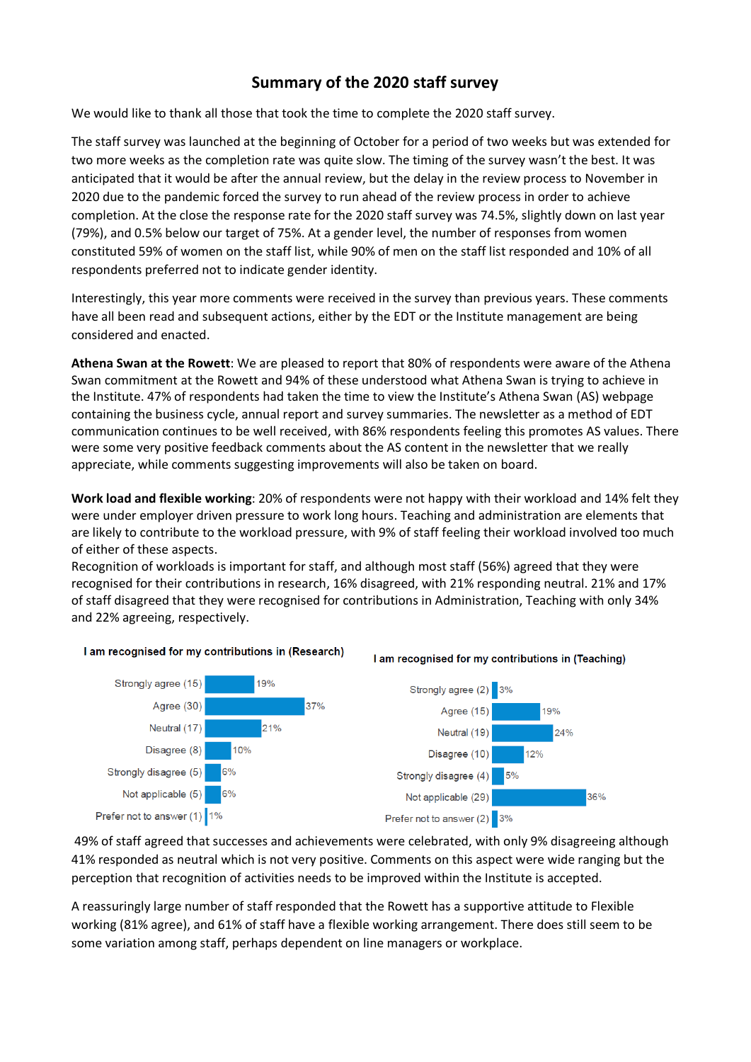# Summary of the 2020 staff survey

We would like to thank all those that took the time to complete the 2020 staff survey.

The staff survey was launched at the beginning of October for a period of two weeks but was extended for two more weeks as the completion rate was quite slow. The timing of the survey wasn't the best. It was anticipated that it would be after the annual review, but the delay in the review process to November in 2020 due to the pandemic forced the survey to run ahead of the review process in order to achieve completion. At the close the response rate for the 2020 staff survey was 74.5%, slightly down on last year (79%), and 0.5% below our target of 75%. At a gender level, the number of responses from women constituted 59% of women on the staff list, while 90% of men on the staff list responded and 10% of all respondents preferred not to indicate gender identity.

Interestingly, this year more comments were received in the survey than previous years. These comments have all been read and subsequent actions, either by the EDT or the Institute management are being considered and enacted.

**Athena Swan at the Rowett**: We are pleased to report that 80% of respondents were aware of the Athena Swan commitment at the Rowett and 94% of these understood what Athena Swan is trying to achieve in the Institute. 47% of respondents had taken the time to view the Institute's Athena Swan (AS) webpage containing the business cycle, annual report and survey summaries. The newsletter as a method of EDT communication continues to be well received, with 86% respondents feeling this promotes AS values. There were some very positive feedback comments about the AS content in the newsletter that we really appreciate, while comments suggesting improvements will also be taken on board.

**Work load and flexible working**: 20% of respondents were not happy with their workload and 14% felt they were under employer driven pressure to work long hours. Teaching and administration are elements that are likely to contribute to the workload pressure, with 9% of staff feeling their workload involved too much of either of these aspects.

Recognition of workloads is important for staff, and although most staff (56%) agreed that they were recognised for their contributions in research, 16% disagreed, with 21% responding neutral. 21% and 17% of staff disagreed that they were recognised for contributions in Administration, Teaching with only 34% and 22% agreeing, respectively.

**I am recognised for my contributions in (Research)**

| Response | % |
|---|---|
| Strongly agree (15) | 19% |
| Agree (30) | 37% |
| Neutral (17) | 21% |
| Disagree (8) | 10% |
| Strongly disagree (5) | 6% |
| Not applicable (5) | 6% |
| Prefer not to answer (1) | 1% |

**I am recognised for my contributions in (Teaching)**

| Response | % |
|---|---|
| Strongly agree (2) | 3% |
| Agree (15) | 19% |
| Neutral (19) | 24% |
| Disagree (10) | 12% |
| Strongly disagree (4) | 5% |
| Not applicable (29) | 36% |
| Prefer not to answer (2) | 3% |

49% of staff agreed that successes and achievements were celebrated, with only 9% disagreeing although 41% responded as neutral which is not very positive. Comments on this aspect were wide ranging but the perception that recognition of activities needs to be improved within the Institute is accepted.

A reassuringly large number of staff responded that the Rowett has a supportive attitude to Flexible working (81% agree), and 61% of staff have a flexible working arrangement. There does still seem to be some variation among staff, perhaps dependent on line managers or workplace.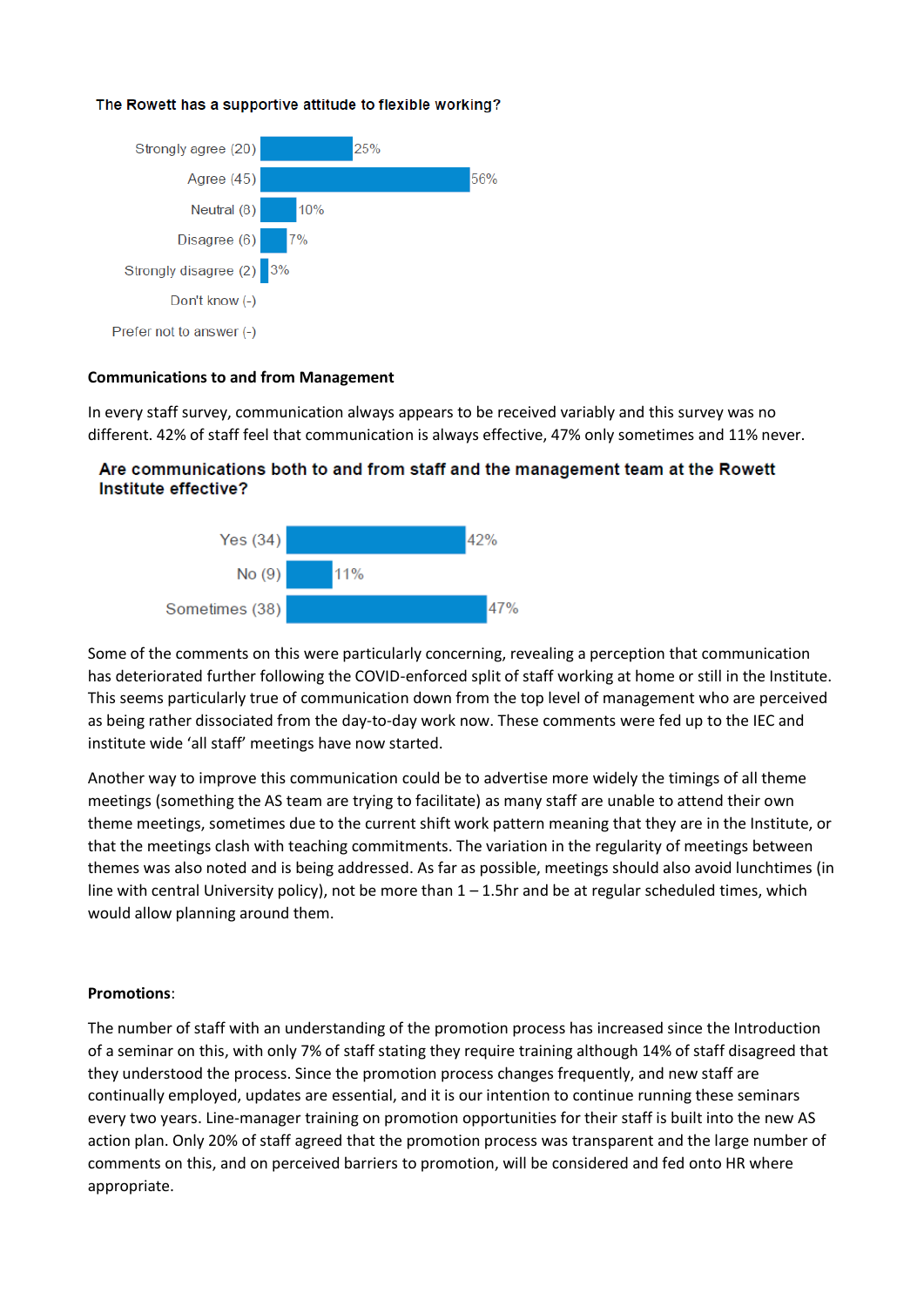**The Rowett has a supportive attitude to flexible working?**

| Response | Percentage |
|---|---|
| Strongly agree (20) | 25% |
| Agree (45) | 56% |
| Neutral (8) | 10% |
| Disagree (6) | 7% |
| Strongly disagree (2) | 3% |
| Don't know (-) | |
| Prefer not to answer (-) | |

**Communications to and from Management**

In every staff survey, communication always appears to be received variably and this survey was no different. 42% of staff feel that communication is always effective, 47% only sometimes and 11% never.

**Are communications both to and from staff and the management team at the Rowett Institute effective?**

| Response | Percentage |
|---|---|
| Yes (34) | 42% |
| No (9) | 11% |
| Sometimes (38) | 47% |

Some of the comments on this were particularly concerning, revealing a perception that communication has deteriorated further following the COVID-enforced split of staff working at home or still in the Institute. This seems particularly true of communication down from the top level of management who are perceived as being rather dissociated from the day-to-day work now. These comments were fed up to the IEC and institute wide 'all staff' meetings have now started.

Another way to improve this communication could be to advertise more widely the timings of all theme meetings (something the AS team are trying to facilitate) as many staff are unable to attend their own theme meetings, sometimes due to the current shift work pattern meaning that they are in the Institute, or that the meetings clash with teaching commitments. The variation in the regularity of meetings between themes was also noted and is being addressed. As far as possible, meetings should also avoid lunchtimes (in line with central University policy), not be more than 1 – 1.5hr and be at regular scheduled times, which would allow planning around them.

**Promotions**:

The number of staff with an understanding of the promotion process has increased since the Introduction of a seminar on this, with only 7% of staff stating they require training although 14% of staff disagreed that they understood the process. Since the promotion process changes frequently, and new staff are continually employed, updates are essential, and it is our intention to continue running these seminars every two years. Line-manager training on promotion opportunities for their staff is built into the new AS action plan. Only 20% of staff agreed that the promotion process was transparent and the large number of comments on this, and on perceived barriers to promotion, will be considered and fed onto HR where appropriate.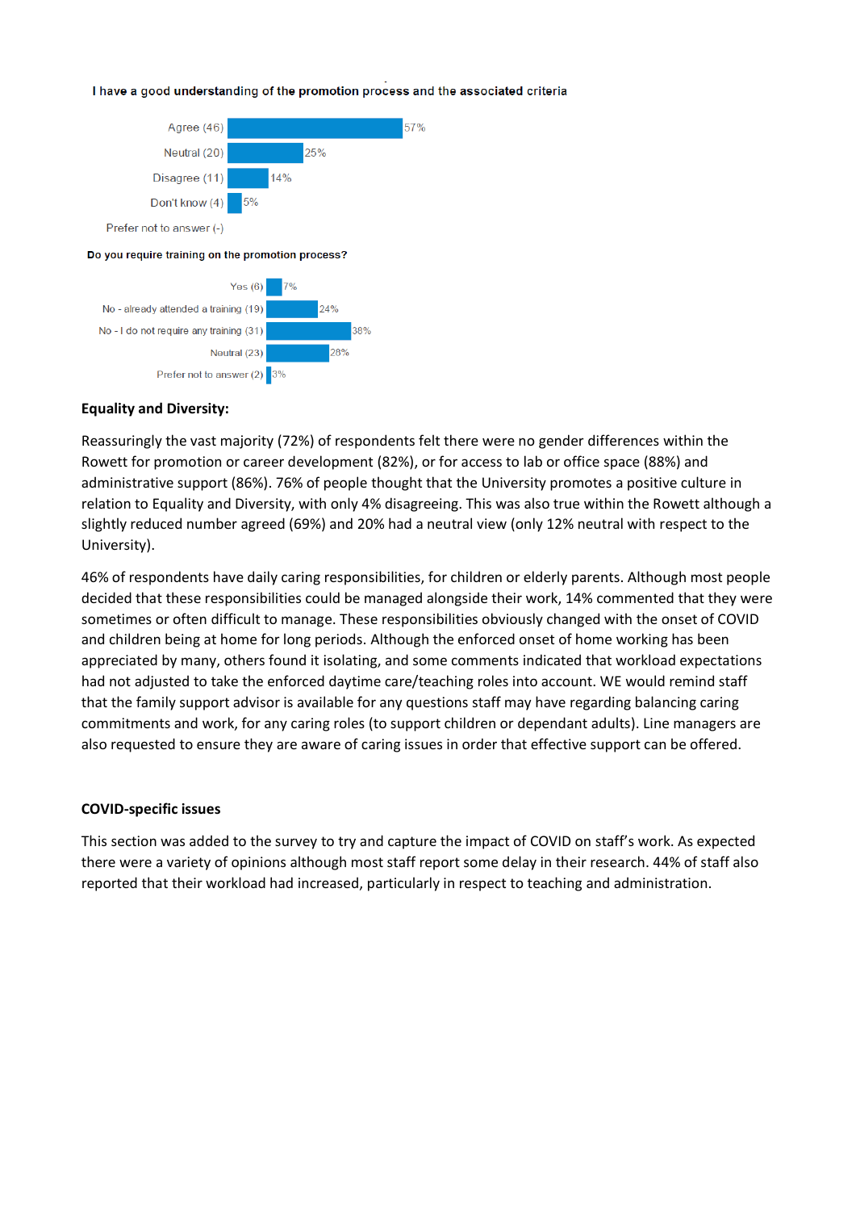**I have a good understanding of the promotion process and the associated criteria**

| Response | % |
|---|---|
| Agree (46) | 57% |
| Neutral (20) | 25% |
| Disagree (11) | 14% |
| Don't know (4) | 5% |
| Prefer not to answer (-) | |

**Do you require training on the promotion process?**

| Response | % |
|---|---|
| Yes (6) | 7% |
| No - already attended a training (19) | 24% |
| No - I do not require any training (31) | 38% |
| Neutral (23) | 28% |
| Prefer not to answer (2) | 3% |

**Equality and Diversity:**

Reassuringly the vast majority (72%) of respondents felt there were no gender differences within the Rowett for promotion or career development (82%), or for access to lab or office space (88%) and administrative support (86%). 76% of people thought that the University promotes a positive culture in relation to Equality and Diversity, with only 4% disagreeing. This was also true within the Rowett although a slightly reduced number agreed (69%) and 20% had a neutral view (only 12% neutral with respect to the University).

46% of respondents have daily caring responsibilities, for children or elderly parents. Although most people decided that these responsibilities could be managed alongside their work, 14% commented that they were sometimes or often difficult to manage. These responsibilities obviously changed with the onset of COVID and children being at home for long periods. Although the enforced onset of home working has been appreciated by many, others found it isolating, and some comments indicated that workload expectations had not adjusted to take the enforced daytime care/teaching roles into account. WE would remind staff that the family support advisor is available for any questions staff may have regarding balancing caring commitments and work, for any caring roles (to support children or dependant adults). Line managers are also requested to ensure they are aware of caring issues in order that effective support can be offered.

**COVID-specific issues**

This section was added to the survey to try and capture the impact of COVID on staff's work. As expected there were a variety of opinions although most staff report some delay in their research. 44% of staff also reported that their workload had increased, particularly in respect to teaching and administration.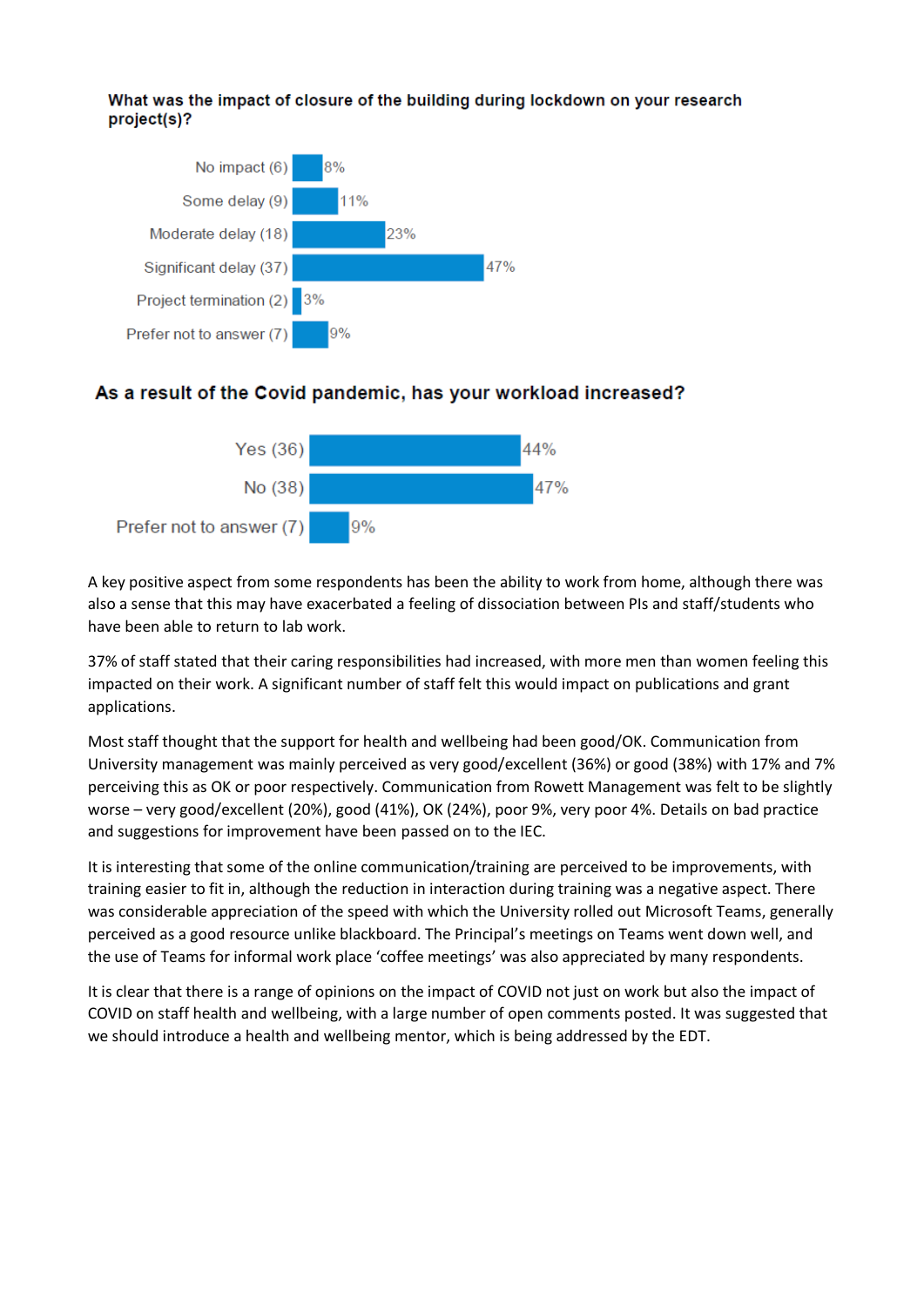**What was the impact of closure of the building during lockdown on your research project(s)?**

No impact (6) 8%
Some delay (9) 11%
Moderate delay (18) 23%
Significant delay (37) 47%
Project termination (2) 3%
Prefer not to answer (7) 9%

**As a result of the Covid pandemic, has your workload increased?**

Yes (36) 44%
No (38) 47%
Prefer not to answer (7) 9%

A key positive aspect from some respondents has been the ability to work from home, although there was also a sense that this may have exacerbated a feeling of dissociation between PIs and staff/students who have been able to return to lab work.

37% of staff stated that their caring responsibilities had increased, with more men than women feeling this impacted on their work. A significant number of staff felt this would impact on publications and grant applications.

Most staff thought that the support for health and wellbeing had been good/OK. Communication from University management was mainly perceived as very good/excellent (36%) or good (38%) with 17% and 7% perceiving this as OK or poor respectively. Communication from Rowett Management was felt to be slightly worse – very good/excellent (20%), good (41%), OK (24%), poor 9%, very poor 4%. Details on bad practice and suggestions for improvement have been passed on to the IEC.

It is interesting that some of the online communication/training are perceived to be improvements, with training easier to fit in, although the reduction in interaction during training was a negative aspect. There was considerable appreciation of the speed with which the University rolled out Microsoft Teams, generally perceived as a good resource unlike blackboard. The Principal's meetings on Teams went down well, and the use of Teams for informal work place 'coffee meetings' was also appreciated by many respondents.

It is clear that there is a range of opinions on the impact of COVID not just on work but also the impact of COVID on staff health and wellbeing, with a large number of open comments posted. It was suggested that we should introduce a health and wellbeing mentor, which is being addressed by the EDT.